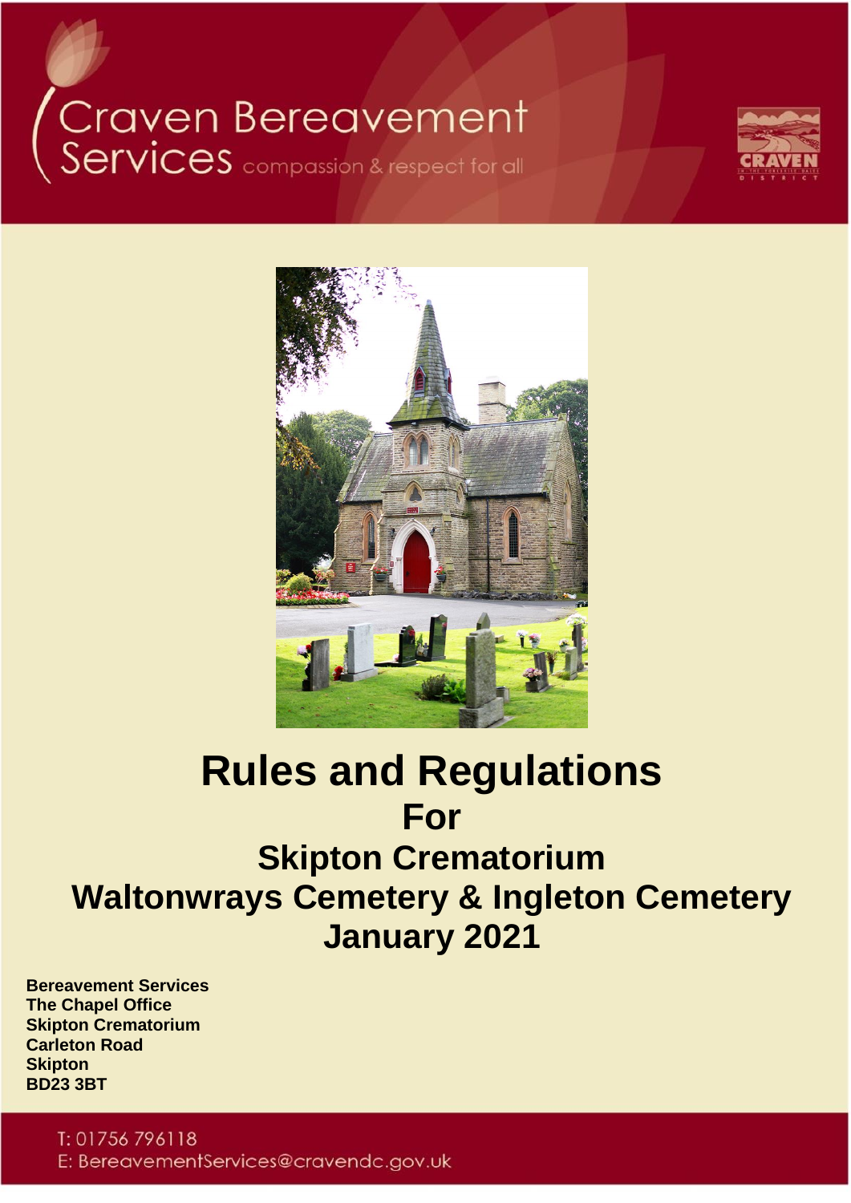Craven Bereavement Services compassion & respect for all

CRAVEN IN THE YORKSHIRE DALES DISTRICT

# Rules and Regulations

## For

## Skipton Crematorium

## Waltonwrays Cemetery & Ingleton Cemetery

## January 2021

**Bereavement Services**
**The Chapel Office**
**Skipton Crematorium**
**Carleton Road**
**Skipton**
**BD23 3BT**

T: 01756 796118
E: BereavementServices@cravendc.gov.uk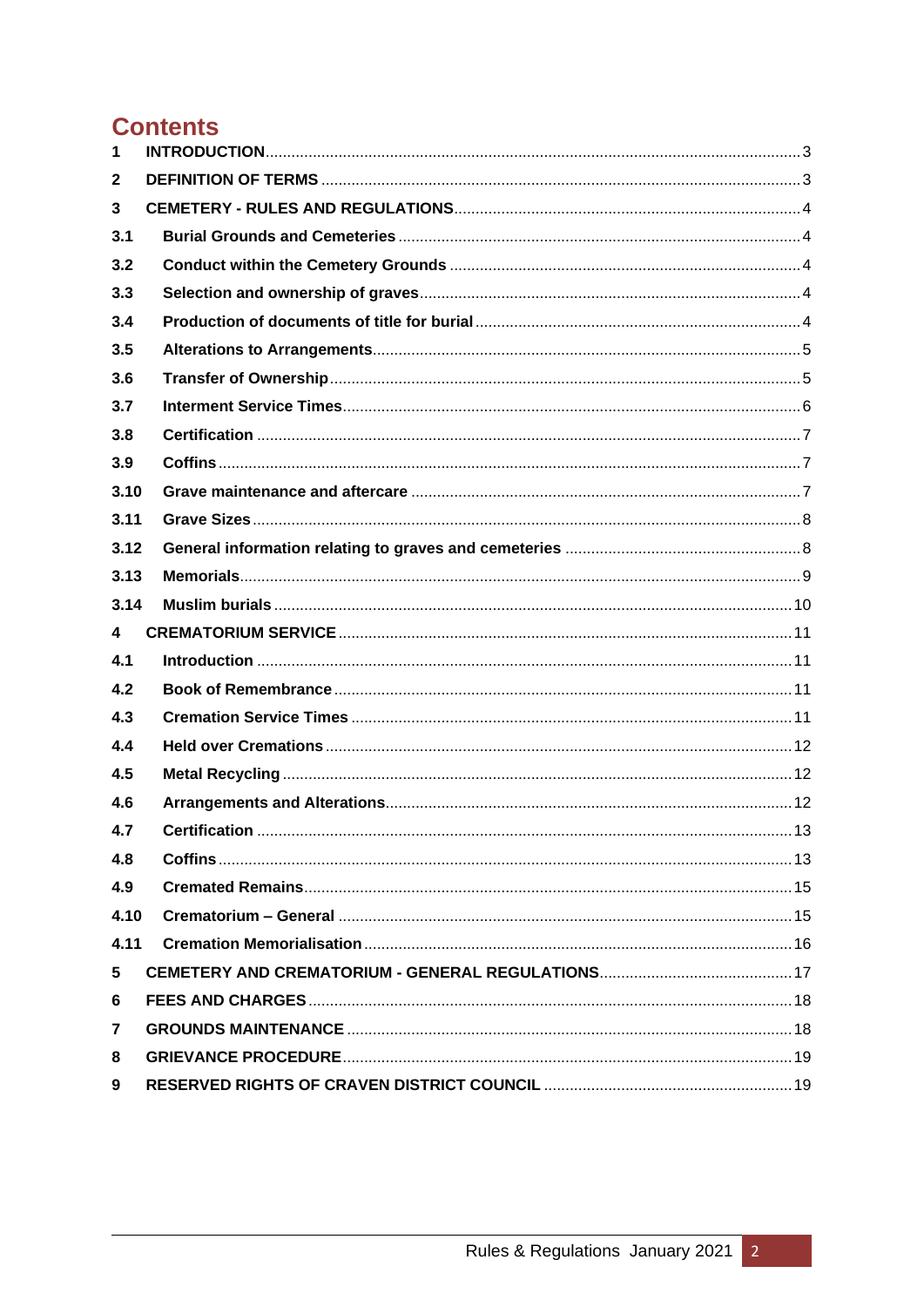# Contents

| | | |
|---|---|---|
| 1 | INTRODUCTION | 3 |
| 2 | DEFINITION OF TERMS | 3 |
| 3 | CEMETERY - RULES AND REGULATIONS | 4 |
| 3.1 | Burial Grounds and Cemeteries | 4 |
| 3.2 | Conduct within the Cemetery Grounds | 4 |
| 3.3 | Selection and ownership of graves | 4 |
| 3.4 | Production of documents of title for burial | 4 |
| 3.5 | Alterations to Arrangements | 5 |
| 3.6 | Transfer of Ownership | 5 |
| 3.7 | Interment Service Times | 6 |
| 3.8 | Certification | 7 |
| 3.9 | Coffins | 7 |
| 3.10 | Grave maintenance and aftercare | 7 |
| 3.11 | Grave Sizes | 8 |
| 3.12 | General information relating to graves and cemeteries | 8 |
| 3.13 | Memorials | 9 |
| 3.14 | Muslim burials | 10 |
| 4 | CREMATORIUM SERVICE | 11 |
| 4.1 | Introduction | 11 |
| 4.2 | Book of Remembrance | 11 |
| 4.3 | Cremation Service Times | 11 |
| 4.4 | Held over Cremations | 12 |
| 4.5 | Metal Recycling | 12 |
| 4.6 | Arrangements and Alterations | 12 |
| 4.7 | Certification | 13 |
| 4.8 | Coffins | 13 |
| 4.9 | Cremated Remains | 15 |
| 4.10 | Crematorium – General | 15 |
| 4.11 | Cremation Memorialisation | 16 |
| 5 | CEMETERY AND CREMATORIUM - GENERAL REGULATIONS | 17 |
| 6 | FEES AND CHARGES | 18 |
| 7 | GROUNDS MAINTENANCE | 18 |
| 8 | GRIEVANCE PROCEDURE | 19 |
| 9 | RESERVED RIGHTS OF CRAVEN DISTRICT COUNCIL | 19 |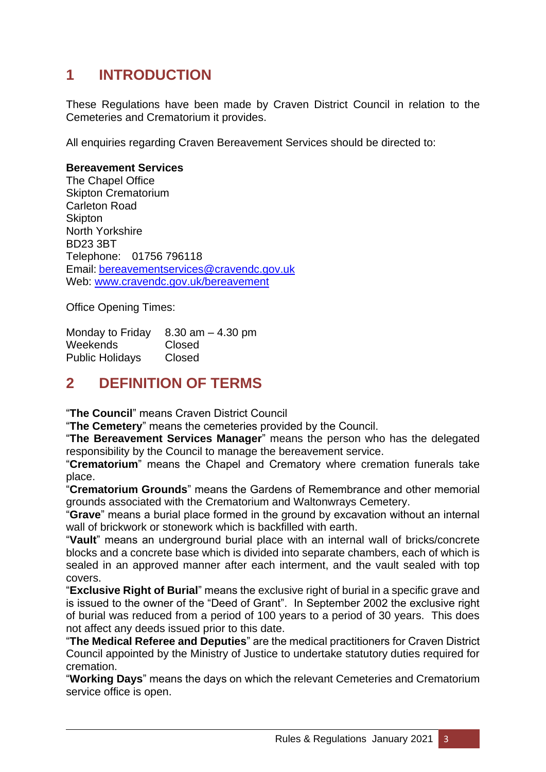# 1 INTRODUCTION

These Regulations have been made by Craven District Council in relation to the Cemeteries and Crematorium it provides.

All enquiries regarding Craven Bereavement Services should be directed to:

**Bereavement Services**
The Chapel Office
Skipton Crematorium
Carleton Road
Skipton
North Yorkshire
BD23 3BT
Telephone: 01756 796118
Email: bereavementservices@cravendc.gov.uk
Web: www.cravendc.gov.uk/bereavement

Office Opening Times:

| | |
|---|---|
| Monday to Friday | 8.30 am – 4.30 pm |
| Weekends | Closed |
| Public Holidays | Closed |

# 2 DEFINITION OF TERMS

"**The Council**" means Craven District Council
"**The Cemetery**" means the cemeteries provided by the Council.
"**The Bereavement Services Manager**" means the person who has the delegated responsibility by the Council to manage the bereavement service.
"**Crematorium**" means the Chapel and Crematory where cremation funerals take place.
"**Crematorium Grounds**" means the Gardens of Remembrance and other memorial grounds associated with the Crematorium and Waltonwrays Cemetery.
"**Grave**" means a burial place formed in the ground by excavation without an internal wall of brickwork or stonework which is backfilled with earth.
"**Vault**" means an underground burial place with an internal wall of bricks/concrete blocks and a concrete base which is divided into separate chambers, each of which is sealed in an approved manner after each interment, and the vault sealed with top covers.
"**Exclusive Right of Burial**" means the exclusive right of burial in a specific grave and is issued to the owner of the "Deed of Grant". In September 2002 the exclusive right of burial was reduced from a period of 100 years to a period of 30 years. This does not affect any deeds issued prior to this date.
"**The Medical Referee and Deputies**" are the medical practitioners for Craven District Council appointed by the Ministry of Justice to undertake statutory duties required for cremation.
"**Working Days**" means the days on which the relevant Cemeteries and Crematorium service office is open.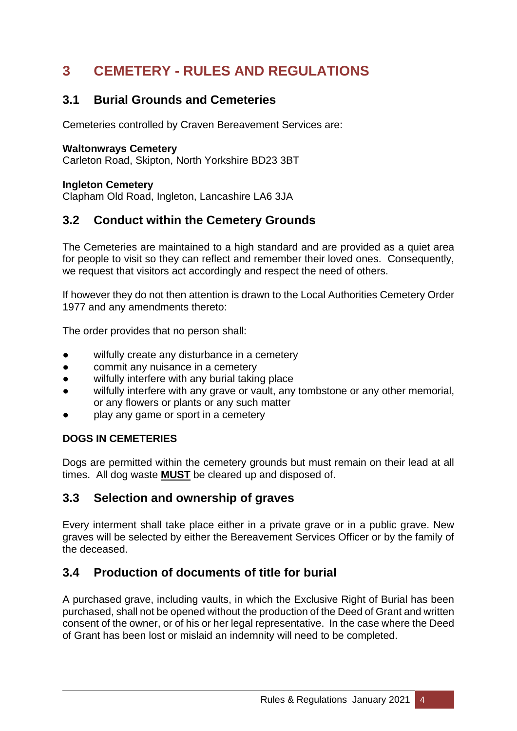# 3 CEMETERY - RULES AND REGULATIONS

## 3.1 Burial Grounds and Cemeteries

Cemeteries controlled by Craven Bereavement Services are:

**Waltonwrays Cemetery**
Carleton Road, Skipton, North Yorkshire BD23 3BT

**Ingleton Cemetery**
Clapham Old Road, Ingleton, Lancashire LA6 3JA

## 3.2 Conduct within the Cemetery Grounds

The Cemeteries are maintained to a high standard and are provided as a quiet area for people to visit so they can reflect and remember their loved ones. Consequently, we request that visitors act accordingly and respect the need of others.

If however they do not then attention is drawn to the Local Authorities Cemetery Order 1977 and any amendments thereto:

The order provides that no person shall:

- wilfully create any disturbance in a cemetery
- commit any nuisance in a cemetery
- wilfully interfere with any burial taking place
- wilfully interfere with any grave or vault, any tombstone or any other memorial, or any flowers or plants or any such matter
- play any game or sport in a cemetery

**DOGS IN CEMETERIES**

Dogs are permitted within the cemetery grounds but must remain on their lead at all times. All dog waste **MUST** be cleared up and disposed of.

## 3.3 Selection and ownership of graves

Every interment shall take place either in a private grave or in a public grave. New graves will be selected by either the Bereavement Services Officer or by the family of the deceased.

## 3.4 Production of documents of title for burial

A purchased grave, including vaults, in which the Exclusive Right of Burial has been purchased, shall not be opened without the production of the Deed of Grant and written consent of the owner, or of his or her legal representative. In the case where the Deed of Grant has been lost or mislaid an indemnity will need to be completed.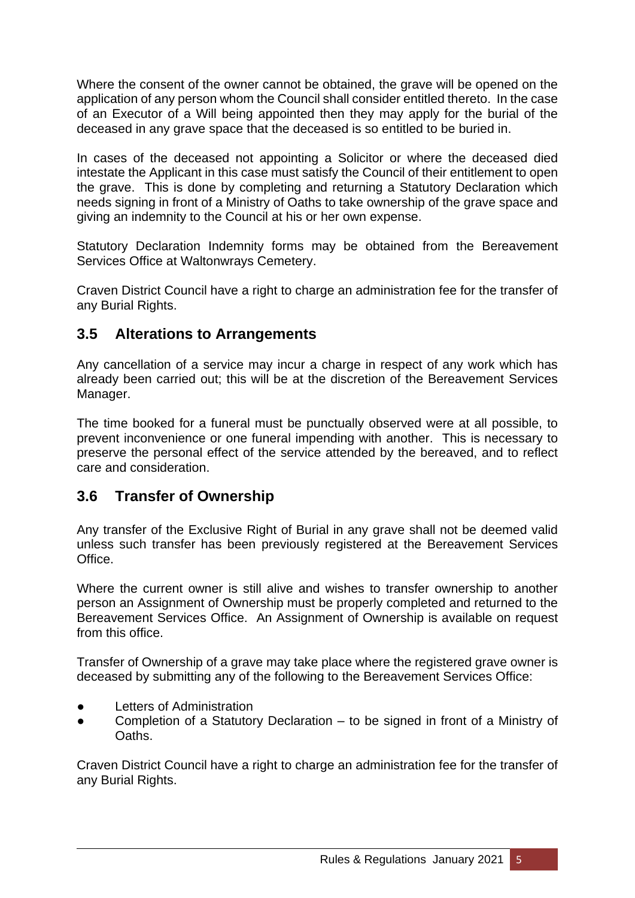Where the consent of the owner cannot be obtained, the grave will be opened on the application of any person whom the Council shall consider entitled thereto. In the case of an Executor of a Will being appointed then they may apply for the burial of the deceased in any grave space that the deceased is so entitled to be buried in.

In cases of the deceased not appointing a Solicitor or where the deceased died intestate the Applicant in this case must satisfy the Council of their entitlement to open the grave. This is done by completing and returning a Statutory Declaration which needs signing in front of a Ministry of Oaths to take ownership of the grave space and giving an indemnity to the Council at his or her own expense.

Statutory Declaration Indemnity forms may be obtained from the Bereavement Services Office at Waltonwrays Cemetery.

Craven District Council have a right to charge an administration fee for the transfer of any Burial Rights.

## 3.5 Alterations to Arrangements

Any cancellation of a service may incur a charge in respect of any work which has already been carried out; this will be at the discretion of the Bereavement Services Manager.

The time booked for a funeral must be punctually observed were at all possible, to prevent inconvenience or one funeral impending with another. This is necessary to preserve the personal effect of the service attended by the bereaved, and to reflect care and consideration.

## 3.6 Transfer of Ownership

Any transfer of the Exclusive Right of Burial in any grave shall not be deemed valid unless such transfer has been previously registered at the Bereavement Services Office.

Where the current owner is still alive and wishes to transfer ownership to another person an Assignment of Ownership must be properly completed and returned to the Bereavement Services Office. An Assignment of Ownership is available on request from this office.

Transfer of Ownership of a grave may take place where the registered grave owner is deceased by submitting any of the following to the Bereavement Services Office:

- Letters of Administration
- Completion of a Statutory Declaration – to be signed in front of a Ministry of Oaths.

Craven District Council have a right to charge an administration fee for the transfer of any Burial Rights.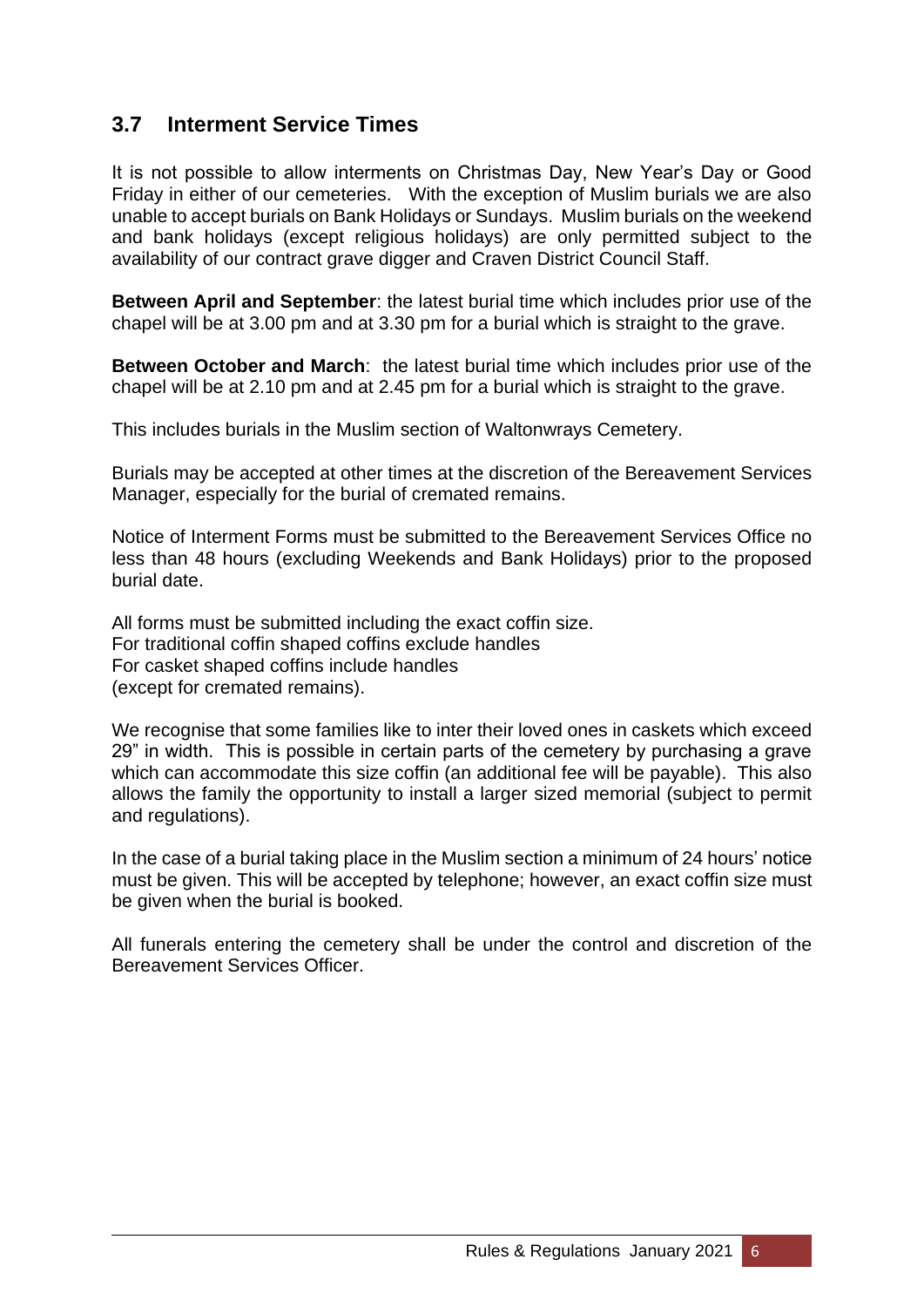## 3.7 Interment Service Times

It is not possible to allow interments on Christmas Day, New Year's Day or Good Friday in either of our cemeteries. With the exception of Muslim burials we are also unable to accept burials on Bank Holidays or Sundays. Muslim burials on the weekend and bank holidays (except religious holidays) are only permitted subject to the availability of our contract grave digger and Craven District Council Staff.

**Between April and September**: the latest burial time which includes prior use of the chapel will be at 3.00 pm and at 3.30 pm for a burial which is straight to the grave.

**Between October and March**: the latest burial time which includes prior use of the chapel will be at 2.10 pm and at 2.45 pm for a burial which is straight to the grave.

This includes burials in the Muslim section of Waltonwrays Cemetery.

Burials may be accepted at other times at the discretion of the Bereavement Services Manager, especially for the burial of cremated remains.

Notice of Interment Forms must be submitted to the Bereavement Services Office no less than 48 hours (excluding Weekends and Bank Holidays) prior to the proposed burial date.

All forms must be submitted including the exact coffin size.
For traditional coffin shaped coffins exclude handles
For casket shaped coffins include handles
(except for cremated remains).

We recognise that some families like to inter their loved ones in caskets which exceed 29" in width. This is possible in certain parts of the cemetery by purchasing a grave which can accommodate this size coffin (an additional fee will be payable). This also allows the family the opportunity to install a larger sized memorial (subject to permit and regulations).

In the case of a burial taking place in the Muslim section a minimum of 24 hours' notice must be given. This will be accepted by telephone; however, an exact coffin size must be given when the burial is booked.

All funerals entering the cemetery shall be under the control and discretion of the Bereavement Services Officer.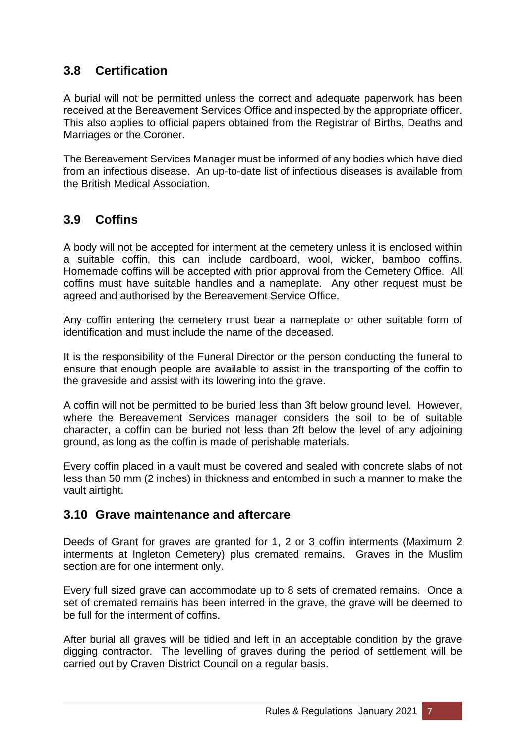## 3.8 Certification

A burial will not be permitted unless the correct and adequate paperwork has been received at the Bereavement Services Office and inspected by the appropriate officer. This also applies to official papers obtained from the Registrar of Births, Deaths and Marriages or the Coroner.

The Bereavement Services Manager must be informed of any bodies which have died from an infectious disease. An up-to-date list of infectious diseases is available from the British Medical Association.

## 3.9 Coffins

A body will not be accepted for interment at the cemetery unless it is enclosed within a suitable coffin, this can include cardboard, wool, wicker, bamboo coffins. Homemade coffins will be accepted with prior approval from the Cemetery Office. All coffins must have suitable handles and a nameplate. Any other request must be agreed and authorised by the Bereavement Service Office.

Any coffin entering the cemetery must bear a nameplate or other suitable form of identification and must include the name of the deceased.

It is the responsibility of the Funeral Director or the person conducting the funeral to ensure that enough people are available to assist in the transporting of the coffin to the graveside and assist with its lowering into the grave.

A coffin will not be permitted to be buried less than 3ft below ground level. However, where the Bereavement Services manager considers the soil to be of suitable character, a coffin can be buried not less than 2ft below the level of any adjoining ground, as long as the coffin is made of perishable materials.

Every coffin placed in a vault must be covered and sealed with concrete slabs of not less than 50 mm (2 inches) in thickness and entombed in such a manner to make the vault airtight.

## 3.10 Grave maintenance and aftercare

Deeds of Grant for graves are granted for 1, 2 or 3 coffin interments (Maximum 2 interments at Ingleton Cemetery) plus cremated remains. Graves in the Muslim section are for one interment only.

Every full sized grave can accommodate up to 8 sets of cremated remains. Once a set of cremated remains has been interred in the grave, the grave will be deemed to be full for the interment of coffins.

After burial all graves will be tidied and left in an acceptable condition by the grave digging contractor. The levelling of graves during the period of settlement will be carried out by Craven District Council on a regular basis.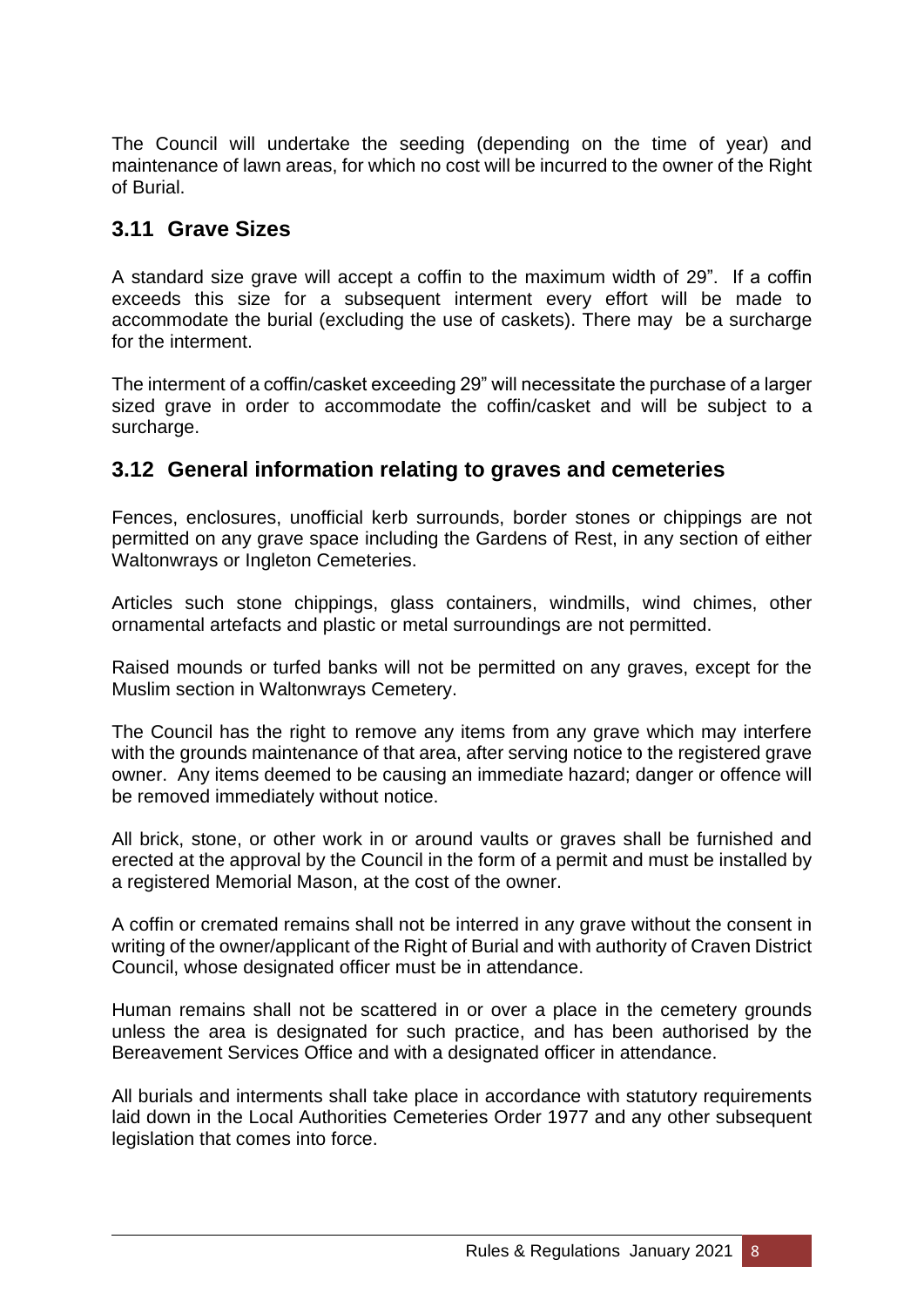The Council will undertake the seeding (depending on the time of year) and maintenance of lawn areas, for which no cost will be incurred to the owner of the Right of Burial.

## 3.11 Grave Sizes

A standard size grave will accept a coffin to the maximum width of 29". If a coffin exceeds this size for a subsequent interment every effort will be made to accommodate the burial (excluding the use of caskets). There may be a surcharge for the interment.

The interment of a coffin/casket exceeding 29" will necessitate the purchase of a larger sized grave in order to accommodate the coffin/casket and will be subject to a surcharge.

## 3.12 General information relating to graves and cemeteries

Fences, enclosures, unofficial kerb surrounds, border stones or chippings are not permitted on any grave space including the Gardens of Rest, in any section of either Waltonwrays or Ingleton Cemeteries.

Articles such stone chippings, glass containers, windmills, wind chimes, other ornamental artefacts and plastic or metal surroundings are not permitted.

Raised mounds or turfed banks will not be permitted on any graves, except for the Muslim section in Waltonwrays Cemetery.

The Council has the right to remove any items from any grave which may interfere with the grounds maintenance of that area, after serving notice to the registered grave owner. Any items deemed to be causing an immediate hazard; danger or offence will be removed immediately without notice.

All brick, stone, or other work in or around vaults or graves shall be furnished and erected at the approval by the Council in the form of a permit and must be installed by a registered Memorial Mason, at the cost of the owner.

A coffin or cremated remains shall not be interred in any grave without the consent in writing of the owner/applicant of the Right of Burial and with authority of Craven District Council, whose designated officer must be in attendance.

Human remains shall not be scattered in or over a place in the cemetery grounds unless the area is designated for such practice, and has been authorised by the Bereavement Services Office and with a designated officer in attendance.

All burials and interments shall take place in accordance with statutory requirements laid down in the Local Authorities Cemeteries Order 1977 and any other subsequent legislation that comes into force.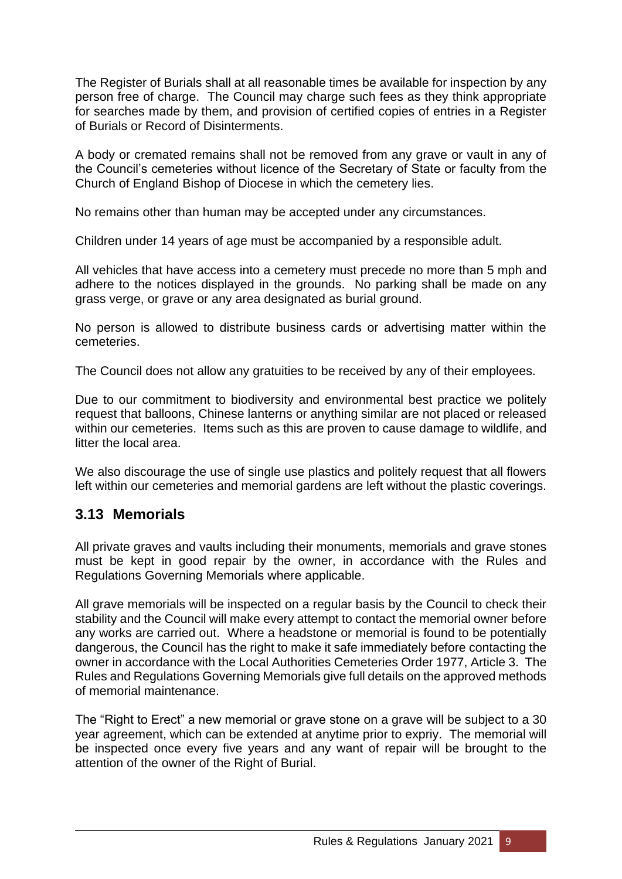The Register of Burials shall at all reasonable times be available for inspection by any person free of charge. The Council may charge such fees as they think appropriate for searches made by them, and provision of certified copies of entries in a Register of Burials or Record of Disinterments.

A body or cremated remains shall not be removed from any grave or vault in any of the Council's cemeteries without licence of the Secretary of State or faculty from the Church of England Bishop of Diocese in which the cemetery lies.

No remains other than human may be accepted under any circumstances.

Children under 14 years of age must be accompanied by a responsible adult.

All vehicles that have access into a cemetery must precede no more than 5 mph and adhere to the notices displayed in the grounds. No parking shall be made on any grass verge, or grave or any area designated as burial ground.

No person is allowed to distribute business cards or advertising matter within the cemeteries.

The Council does not allow any gratuities to be received by any of their employees.

Due to our commitment to biodiversity and environmental best practice we politely request that balloons, Chinese lanterns or anything similar are not placed or released within our cemeteries. Items such as this are proven to cause damage to wildlife, and litter the local area.

We also discourage the use of single use plastics and politely request that all flowers left within our cemeteries and memorial gardens are left without the plastic coverings.

## 3.13 Memorials

All private graves and vaults including their monuments, memorials and grave stones must be kept in good repair by the owner, in accordance with the Rules and Regulations Governing Memorials where applicable.

All grave memorials will be inspected on a regular basis by the Council to check their stability and the Council will make every attempt to contact the memorial owner before any works are carried out. Where a headstone or memorial is found to be potentially dangerous, the Council has the right to make it safe immediately before contacting the owner in accordance with the Local Authorities Cemeteries Order 1977, Article 3. The Rules and Regulations Governing Memorials give full details on the approved methods of memorial maintenance.

The "Right to Erect" a new memorial or grave stone on a grave will be subject to a 30 year agreement, which can be extended at anytime prior to expriy. The memorial will be inspected once every five years and any want of repair will be brought to the attention of the owner of the Right of Burial.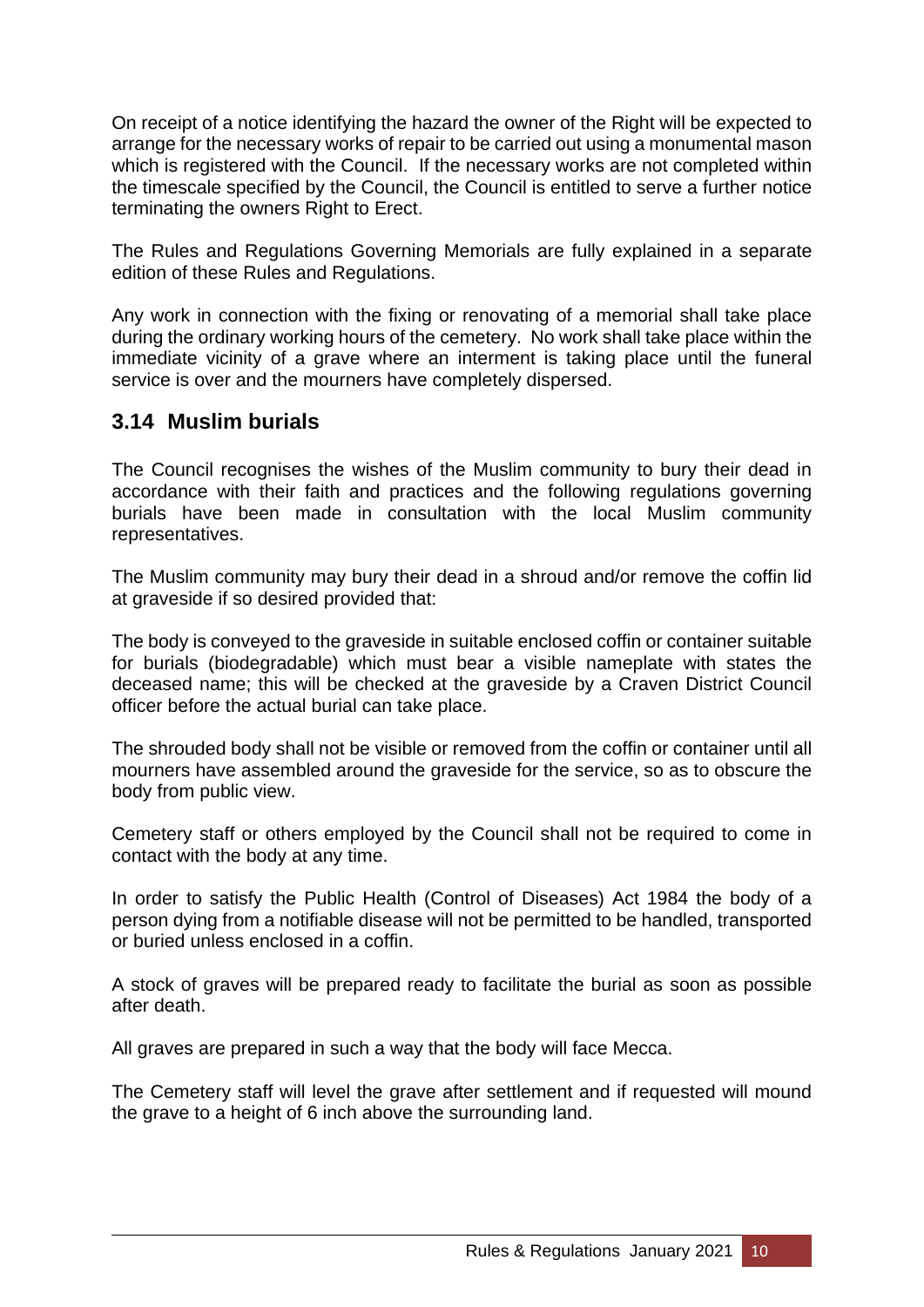On receipt of a notice identifying the hazard the owner of the Right will be expected to arrange for the necessary works of repair to be carried out using a monumental mason which is registered with the Council. If the necessary works are not completed within the timescale specified by the Council, the Council is entitled to serve a further notice terminating the owners Right to Erect.

The Rules and Regulations Governing Memorials are fully explained in a separate edition of these Rules and Regulations.

Any work in connection with the fixing or renovating of a memorial shall take place during the ordinary working hours of the cemetery. No work shall take place within the immediate vicinity of a grave where an interment is taking place until the funeral service is over and the mourners have completely dispersed.

## 3.14 Muslim burials

The Council recognises the wishes of the Muslim community to bury their dead in accordance with their faith and practices and the following regulations governing burials have been made in consultation with the local Muslim community representatives.

The Muslim community may bury their dead in a shroud and/or remove the coffin lid at graveside if so desired provided that:

The body is conveyed to the graveside in suitable enclosed coffin or container suitable for burials (biodegradable) which must bear a visible nameplate with states the deceased name; this will be checked at the graveside by a Craven District Council officer before the actual burial can take place.

The shrouded body shall not be visible or removed from the coffin or container until all mourners have assembled around the graveside for the service, so as to obscure the body from public view.

Cemetery staff or others employed by the Council shall not be required to come in contact with the body at any time.

In order to satisfy the Public Health (Control of Diseases) Act 1984 the body of a person dying from a notifiable disease will not be permitted to be handled, transported or buried unless enclosed in a coffin.

A stock of graves will be prepared ready to facilitate the burial as soon as possible after death.

All graves are prepared in such a way that the body will face Mecca.

The Cemetery staff will level the grave after settlement and if requested will mound the grave to a height of 6 inch above the surrounding land.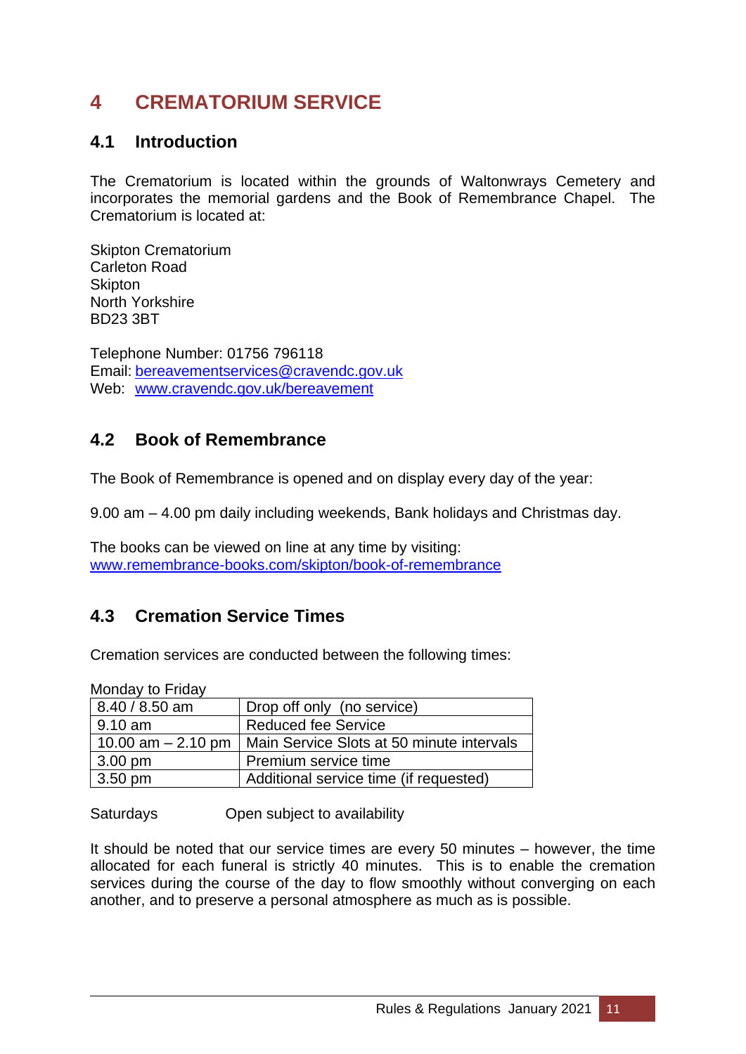# 4 CREMATORIUM SERVICE

## 4.1 Introduction

The Crematorium is located within the grounds of Waltonwrays Cemetery and incorporates the memorial gardens and the Book of Remembrance Chapel. The Crematorium is located at:

Skipton Crematorium
Carleton Road
Skipton
North Yorkshire
BD23 3BT

Telephone Number: 01756 796118
Email: bereavementservices@cravendc.gov.uk
Web: www.cravendc.gov.uk/bereavement

## 4.2 Book of Remembrance

The Book of Remembrance is opened and on display every day of the year:

9.00 am – 4.00 pm daily including weekends, Bank holidays and Christmas day.

The books can be viewed on line at any time by visiting:
www.remembrance-books.com/skipton/book-of-remembrance

## 4.3 Cremation Service Times

Cremation services are conducted between the following times:

Monday to Friday

| | |
|---|---|
| 8.40 / 8.50 am | Drop off only (no service) |
| 9.10 am | Reduced fee Service |
| 10.00 am – 2.10 pm | Main Service Slots at 50 minute intervals |
| 3.00 pm | Premium service time |
| 3.50 pm | Additional service time (if requested) |

Saturdays Open subject to availability

It should be noted that our service times are every 50 minutes – however, the time allocated for each funeral is strictly 40 minutes. This is to enable the cremation services during the course of the day to flow smoothly without converging on each another, and to preserve a personal atmosphere as much as is possible.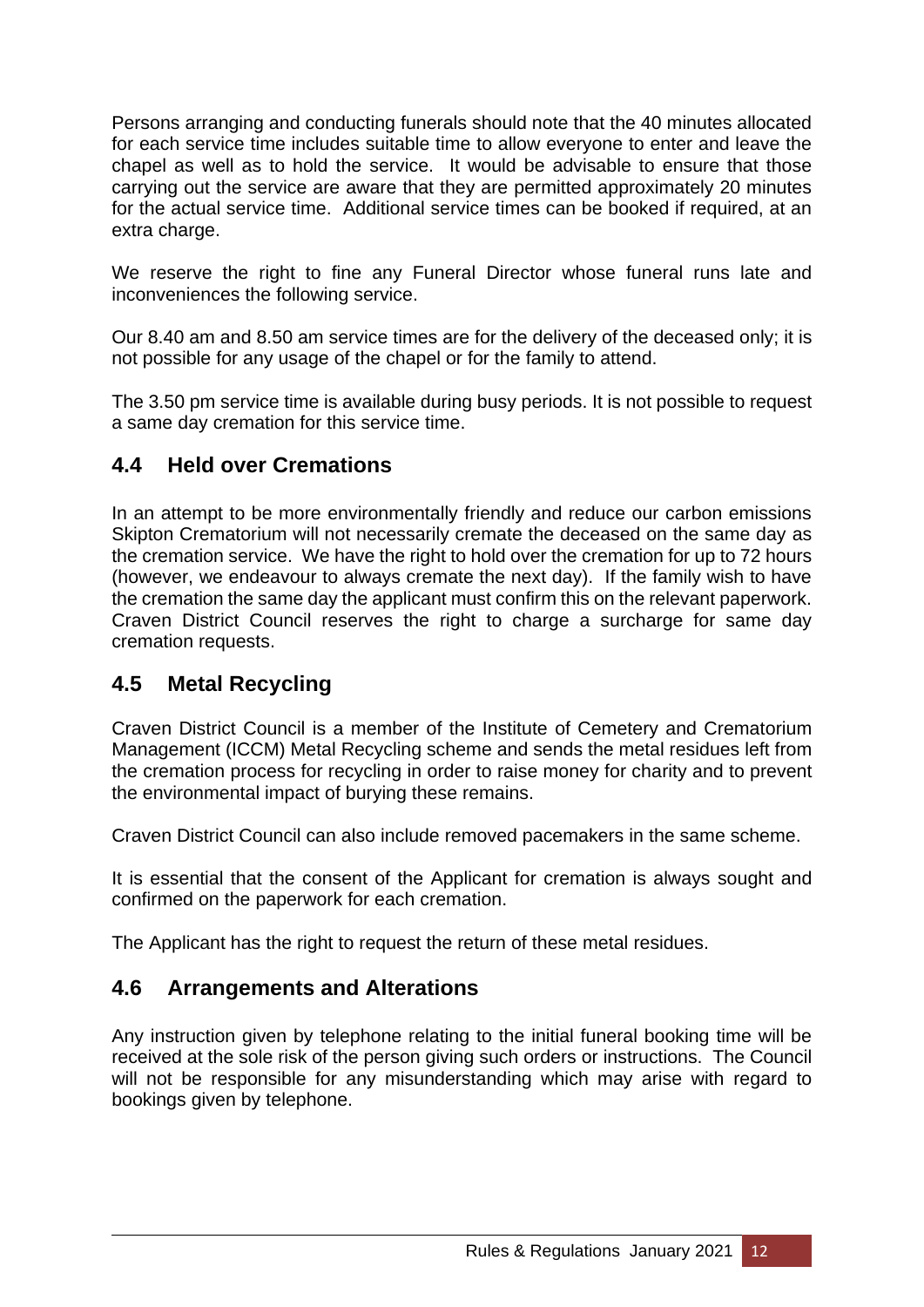Persons arranging and conducting funerals should note that the 40 minutes allocated for each service time includes suitable time to allow everyone to enter and leave the chapel as well as to hold the service. It would be advisable to ensure that those carrying out the service are aware that they are permitted approximately 20 minutes for the actual service time. Additional service times can be booked if required, at an extra charge.

We reserve the right to fine any Funeral Director whose funeral runs late and inconveniences the following service.

Our 8.40 am and 8.50 am service times are for the delivery of the deceased only; it is not possible for any usage of the chapel or for the family to attend.

The 3.50 pm service time is available during busy periods. It is not possible to request a same day cremation for this service time.

## 4.4 Held over Cremations

In an attempt to be more environmentally friendly and reduce our carbon emissions Skipton Crematorium will not necessarily cremate the deceased on the same day as the cremation service. We have the right to hold over the cremation for up to 72 hours (however, we endeavour to always cremate the next day). If the family wish to have the cremation the same day the applicant must confirm this on the relevant paperwork. Craven District Council reserves the right to charge a surcharge for same day cremation requests.

## 4.5 Metal Recycling

Craven District Council is a member of the Institute of Cemetery and Crematorium Management (ICCM) Metal Recycling scheme and sends the metal residues left from the cremation process for recycling in order to raise money for charity and to prevent the environmental impact of burying these remains.

Craven District Council can also include removed pacemakers in the same scheme.

It is essential that the consent of the Applicant for cremation is always sought and confirmed on the paperwork for each cremation.

The Applicant has the right to request the return of these metal residues.

## 4.6 Arrangements and Alterations

Any instruction given by telephone relating to the initial funeral booking time will be received at the sole risk of the person giving such orders or instructions. The Council will not be responsible for any misunderstanding which may arise with regard to bookings given by telephone.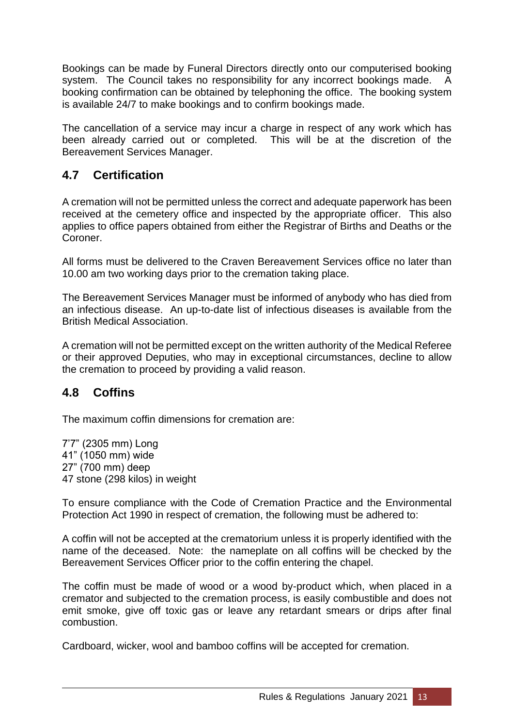Bookings can be made by Funeral Directors directly onto our computerised booking system. The Council takes no responsibility for any incorrect bookings made. A booking confirmation can be obtained by telephoning the office. The booking system is available 24/7 to make bookings and to confirm bookings made.

The cancellation of a service may incur a charge in respect of any work which has been already carried out or completed. This will be at the discretion of the Bereavement Services Manager.

## 4.7 Certification

A cremation will not be permitted unless the correct and adequate paperwork has been received at the cemetery office and inspected by the appropriate officer. This also applies to office papers obtained from either the Registrar of Births and Deaths or the Coroner.

All forms must be delivered to the Craven Bereavement Services office no later than 10.00 am two working days prior to the cremation taking place.

The Bereavement Services Manager must be informed of anybody who has died from an infectious disease. An up-to-date list of infectious diseases is available from the British Medical Association.

A cremation will not be permitted except on the written authority of the Medical Referee or their approved Deputies, who may in exceptional circumstances, decline to allow the cremation to proceed by providing a valid reason.

## 4.8 Coffins

The maximum coffin dimensions for cremation are:

7'7" (2305 mm) Long  
41" (1050 mm) wide  
27" (700 mm) deep  
47 stone (298 kilos) in weight

To ensure compliance with the Code of Cremation Practice and the Environmental Protection Act 1990 in respect of cremation, the following must be adhered to:

A coffin will not be accepted at the crematorium unless it is properly identified with the name of the deceased. Note: the nameplate on all coffins will be checked by the Bereavement Services Officer prior to the coffin entering the chapel.

The coffin must be made of wood or a wood by-product which, when placed in a cremator and subjected to the cremation process, is easily combustible and does not emit smoke, give off toxic gas or leave any retardant smears or drips after final combustion.

Cardboard, wicker, wool and bamboo coffins will be accepted for cremation.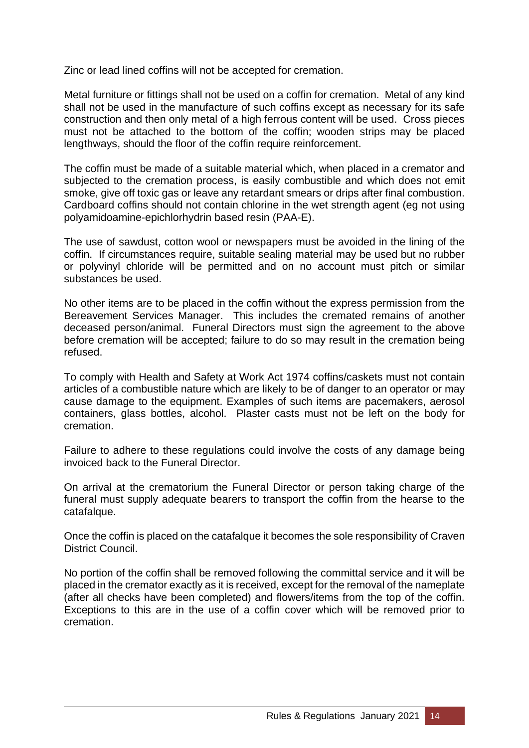Zinc or lead lined coffins will not be accepted for cremation.

Metal furniture or fittings shall not be used on a coffin for cremation. Metal of any kind shall not be used in the manufacture of such coffins except as necessary for its safe construction and then only metal of a high ferrous content will be used. Cross pieces must not be attached to the bottom of the coffin; wooden strips may be placed lengthways, should the floor of the coffin require reinforcement.

The coffin must be made of a suitable material which, when placed in a cremator and subjected to the cremation process, is easily combustible and which does not emit smoke, give off toxic gas or leave any retardant smears or drips after final combustion. Cardboard coffins should not contain chlorine in the wet strength agent (eg not using polyamidoamine-epichlorhydrin based resin (PAA-E).

The use of sawdust, cotton wool or newspapers must be avoided in the lining of the coffin. If circumstances require, suitable sealing material may be used but no rubber or polyvinyl chloride will be permitted and on no account must pitch or similar substances be used.

No other items are to be placed in the coffin without the express permission from the Bereavement Services Manager. This includes the cremated remains of another deceased person/animal. Funeral Directors must sign the agreement to the above before cremation will be accepted; failure to do so may result in the cremation being refused.

To comply with Health and Safety at Work Act 1974 coffins/caskets must not contain articles of a combustible nature which are likely to be of danger to an operator or may cause damage to the equipment. Examples of such items are pacemakers, aerosol containers, glass bottles, alcohol. Plaster casts must not be left on the body for cremation.

Failure to adhere to these regulations could involve the costs of any damage being invoiced back to the Funeral Director.

On arrival at the crematorium the Funeral Director or person taking charge of the funeral must supply adequate bearers to transport the coffin from the hearse to the catafalque.

Once the coffin is placed on the catafalque it becomes the sole responsibility of Craven District Council.

No portion of the coffin shall be removed following the committal service and it will be placed in the cremator exactly as it is received, except for the removal of the nameplate (after all checks have been completed) and flowers/items from the top of the coffin. Exceptions to this are in the use of a coffin cover which will be removed prior to cremation.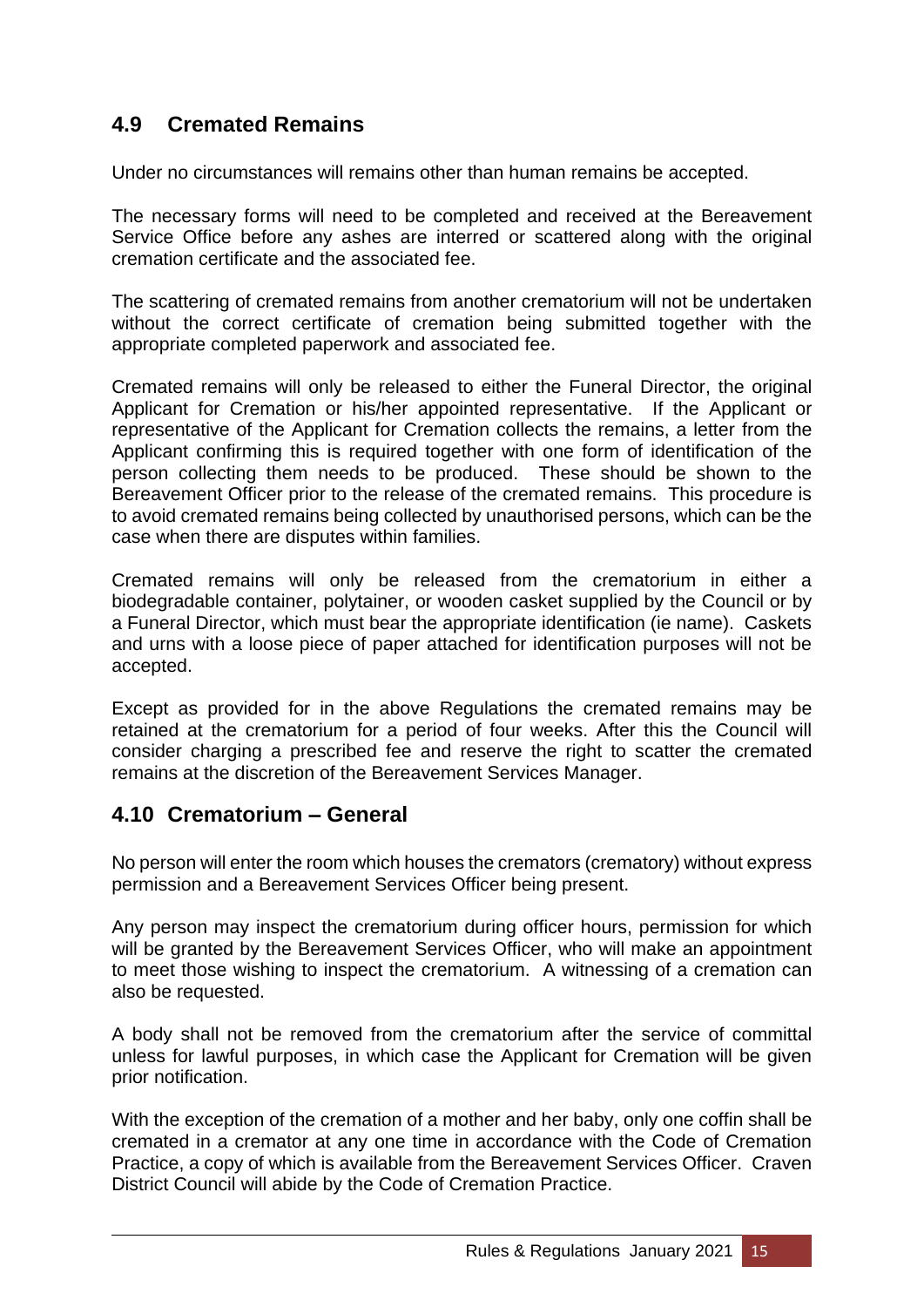## 4.9 Cremated Remains

Under no circumstances will remains other than human remains be accepted.

The necessary forms will need to be completed and received at the Bereavement Service Office before any ashes are interred or scattered along with the original cremation certificate and the associated fee.

The scattering of cremated remains from another crematorium will not be undertaken without the correct certificate of cremation being submitted together with the appropriate completed paperwork and associated fee.

Cremated remains will only be released to either the Funeral Director, the original Applicant for Cremation or his/her appointed representative. If the Applicant or representative of the Applicant for Cremation collects the remains, a letter from the Applicant confirming this is required together with one form of identification of the person collecting them needs to be produced. These should be shown to the Bereavement Officer prior to the release of the cremated remains. This procedure is to avoid cremated remains being collected by unauthorised persons, which can be the case when there are disputes within families.

Cremated remains will only be released from the crematorium in either a biodegradable container, polytainer, or wooden casket supplied by the Council or by a Funeral Director, which must bear the appropriate identification (ie name). Caskets and urns with a loose piece of paper attached for identification purposes will not be accepted.

Except as provided for in the above Regulations the cremated remains may be retained at the crematorium for a period of four weeks. After this the Council will consider charging a prescribed fee and reserve the right to scatter the cremated remains at the discretion of the Bereavement Services Manager.

## 4.10 Crematorium – General

No person will enter the room which houses the cremators (crematory) without express permission and a Bereavement Services Officer being present.

Any person may inspect the crematorium during officer hours, permission for which will be granted by the Bereavement Services Officer, who will make an appointment to meet those wishing to inspect the crematorium. A witnessing of a cremation can also be requested.

A body shall not be removed from the crematorium after the service of committal unless for lawful purposes, in which case the Applicant for Cremation will be given prior notification.

With the exception of the cremation of a mother and her baby, only one coffin shall be cremated in a cremator at any one time in accordance with the Code of Cremation Practice, a copy of which is available from the Bereavement Services Officer. Craven District Council will abide by the Code of Cremation Practice.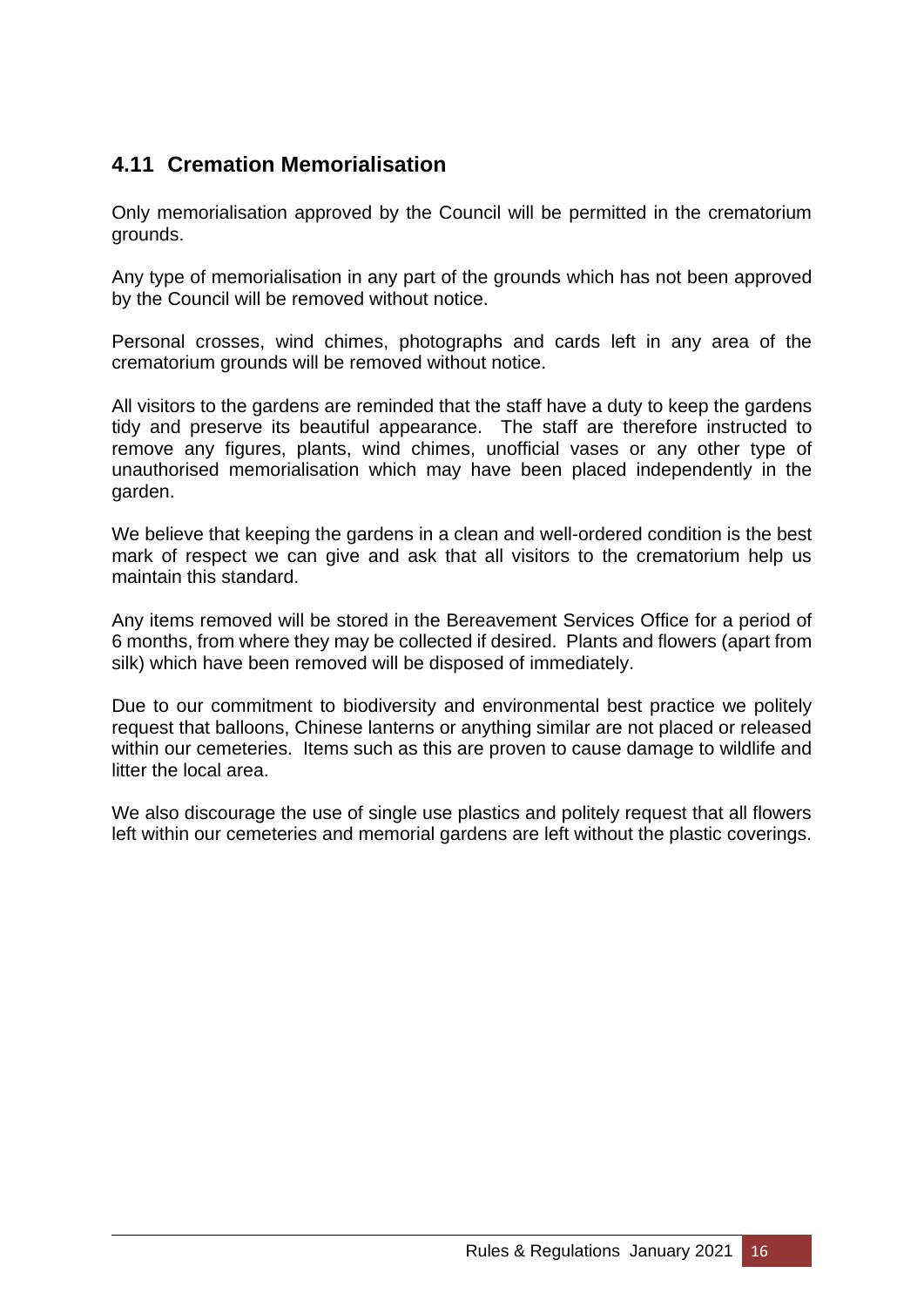## 4.11 Cremation Memorialisation

Only memorialisation approved by the Council will be permitted in the crematorium grounds.

Any type of memorialisation in any part of the grounds which has not been approved by the Council will be removed without notice.

Personal crosses, wind chimes, photographs and cards left in any area of the crematorium grounds will be removed without notice.

All visitors to the gardens are reminded that the staff have a duty to keep the gardens tidy and preserve its beautiful appearance. The staff are therefore instructed to remove any figures, plants, wind chimes, unofficial vases or any other type of unauthorised memorialisation which may have been placed independently in the garden.

We believe that keeping the gardens in a clean and well-ordered condition is the best mark of respect we can give and ask that all visitors to the crematorium help us maintain this standard.

Any items removed will be stored in the Bereavement Services Office for a period of 6 months, from where they may be collected if desired. Plants and flowers (apart from silk) which have been removed will be disposed of immediately.

Due to our commitment to biodiversity and environmental best practice we politely request that balloons, Chinese lanterns or anything similar are not placed or released within our cemeteries. Items such as this are proven to cause damage to wildlife and litter the local area.

We also discourage the use of single use plastics and politely request that all flowers left within our cemeteries and memorial gardens are left without the plastic coverings.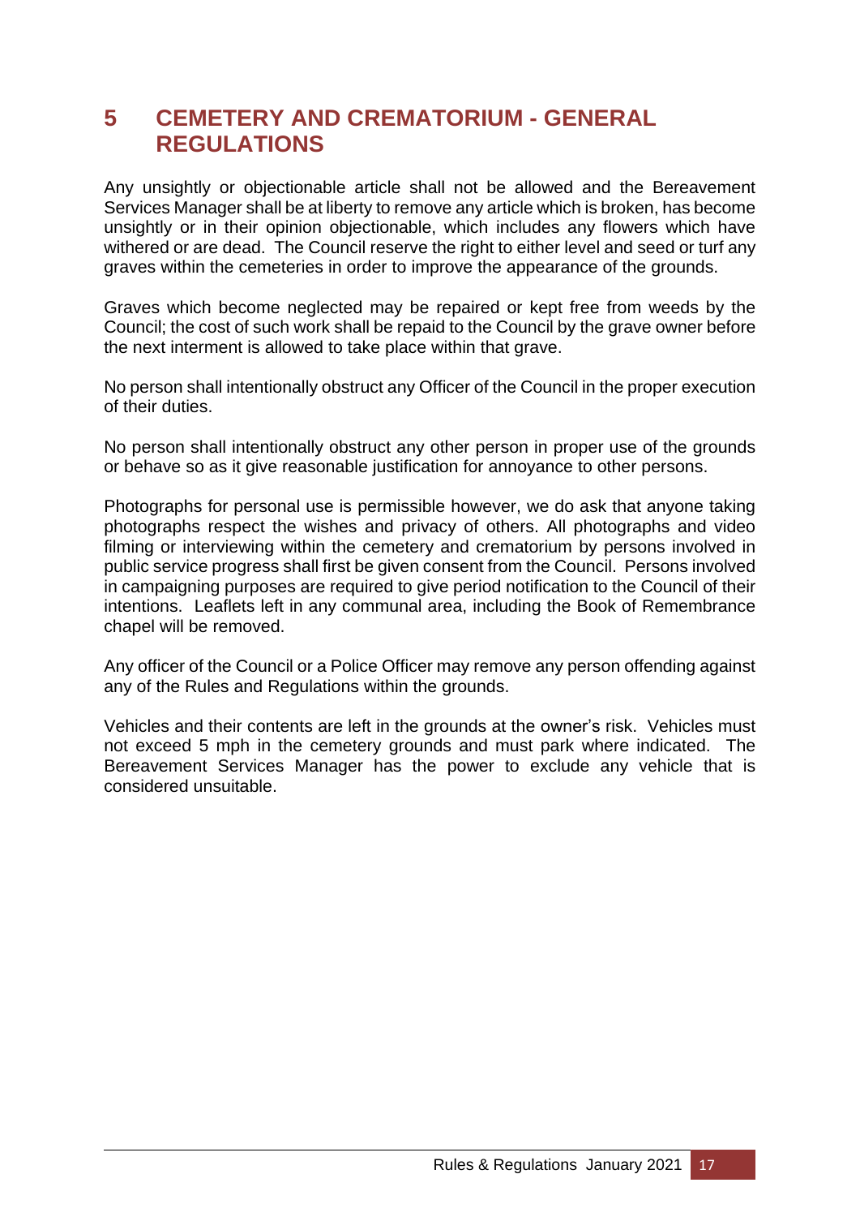# 5 CEMETERY AND CREMATORIUM - GENERAL REGULATIONS

Any unsightly or objectionable article shall not be allowed and the Bereavement Services Manager shall be at liberty to remove any article which is broken, has become unsightly or in their opinion objectionable, which includes any flowers which have withered or are dead. The Council reserve the right to either level and seed or turf any graves within the cemeteries in order to improve the appearance of the grounds.

Graves which become neglected may be repaired or kept free from weeds by the Council; the cost of such work shall be repaid to the Council by the grave owner before the next interment is allowed to take place within that grave.

No person shall intentionally obstruct any Officer of the Council in the proper execution of their duties.

No person shall intentionally obstruct any other person in proper use of the grounds or behave so as it give reasonable justification for annoyance to other persons.

Photographs for personal use is permissible however, we do ask that anyone taking photographs respect the wishes and privacy of others. All photographs and video filming or interviewing within the cemetery and crematorium by persons involved in public service progress shall first be given consent from the Council. Persons involved in campaigning purposes are required to give period notification to the Council of their intentions. Leaflets left in any communal area, including the Book of Remembrance chapel will be removed.

Any officer of the Council or a Police Officer may remove any person offending against any of the Rules and Regulations within the grounds.

Vehicles and their contents are left in the grounds at the owner's risk. Vehicles must not exceed 5 mph in the cemetery grounds and must park where indicated. The Bereavement Services Manager has the power to exclude any vehicle that is considered unsuitable.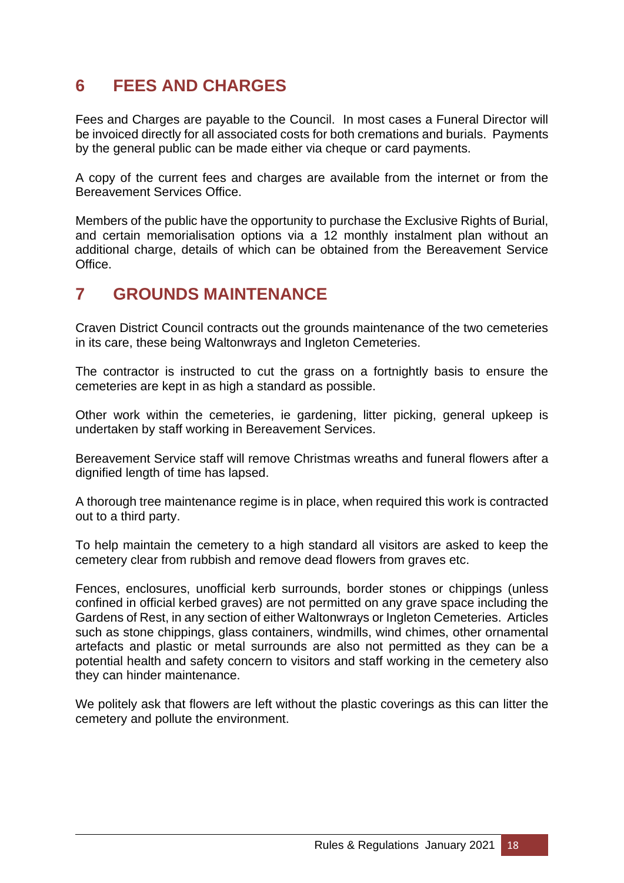## 6 FEES AND CHARGES

Fees and Charges are payable to the Council. In most cases a Funeral Director will be invoiced directly for all associated costs for both cremations and burials. Payments by the general public can be made either via cheque or card payments.

A copy of the current fees and charges are available from the internet or from the Bereavement Services Office.

Members of the public have the opportunity to purchase the Exclusive Rights of Burial, and certain memorialisation options via a 12 monthly instalment plan without an additional charge, details of which can be obtained from the Bereavement Service Office.

## 7 GROUNDS MAINTENANCE

Craven District Council contracts out the grounds maintenance of the two cemeteries in its care, these being Waltonwrays and Ingleton Cemeteries.

The contractor is instructed to cut the grass on a fortnightly basis to ensure the cemeteries are kept in as high a standard as possible.

Other work within the cemeteries, ie gardening, litter picking, general upkeep is undertaken by staff working in Bereavement Services.

Bereavement Service staff will remove Christmas wreaths and funeral flowers after a dignified length of time has lapsed.

A thorough tree maintenance regime is in place, when required this work is contracted out to a third party.

To help maintain the cemetery to a high standard all visitors are asked to keep the cemetery clear from rubbish and remove dead flowers from graves etc.

Fences, enclosures, unofficial kerb surrounds, border stones or chippings (unless confined in official kerbed graves) are not permitted on any grave space including the Gardens of Rest, in any section of either Waltonwrays or Ingleton Cemeteries. Articles such as stone chippings, glass containers, windmills, wind chimes, other ornamental artefacts and plastic or metal surrounds are also not permitted as they can be a potential health and safety concern to visitors and staff working in the cemetery also they can hinder maintenance.

We politely ask that flowers are left without the plastic coverings as this can litter the cemetery and pollute the environment.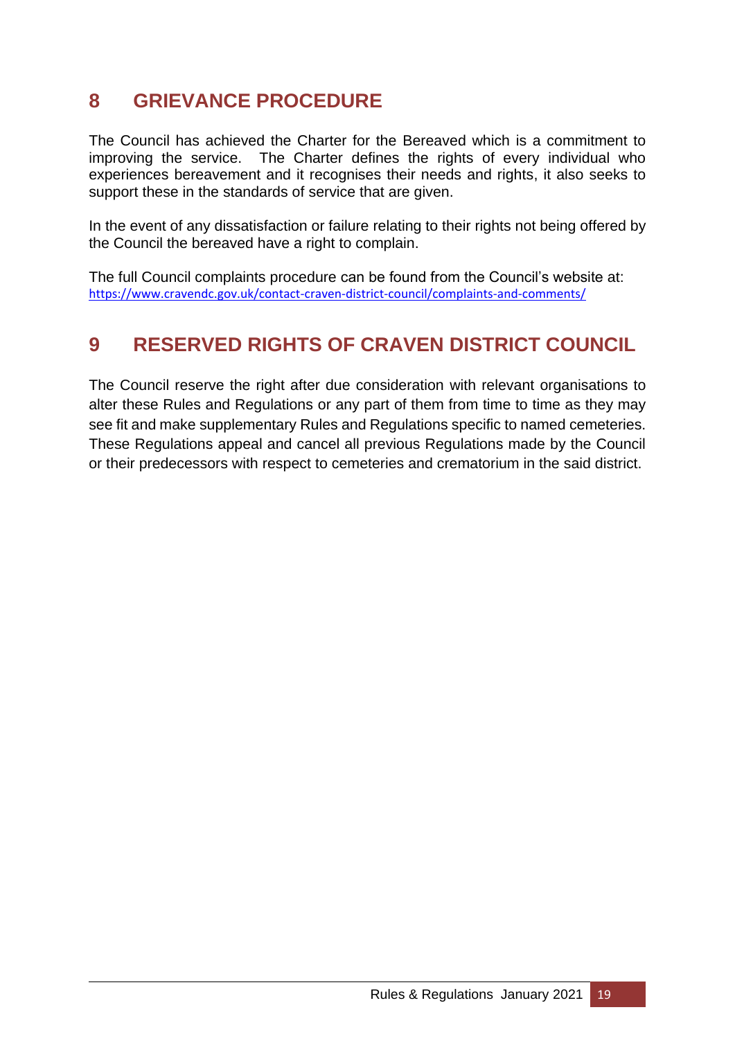## 8 GRIEVANCE PROCEDURE

The Council has achieved the Charter for the Bereaved which is a commitment to improving the service. The Charter defines the rights of every individual who experiences bereavement and it recognises their needs and rights, it also seeks to support these in the standards of service that are given.

In the event of any dissatisfaction or failure relating to their rights not being offered by the Council the bereaved have a right to complain.

The full Council complaints procedure can be found from the Council's website at: https://www.cravendc.gov.uk/contact-craven-district-council/complaints-and-comments/

## 9 RESERVED RIGHTS OF CRAVEN DISTRICT COUNCIL

The Council reserve the right after due consideration with relevant organisations to alter these Rules and Regulations or any part of them from time to time as they may see fit and make supplementary Rules and Regulations specific to named cemeteries. These Regulations appeal and cancel all previous Regulations made by the Council or their predecessors with respect to cemeteries and crematorium in the said district.